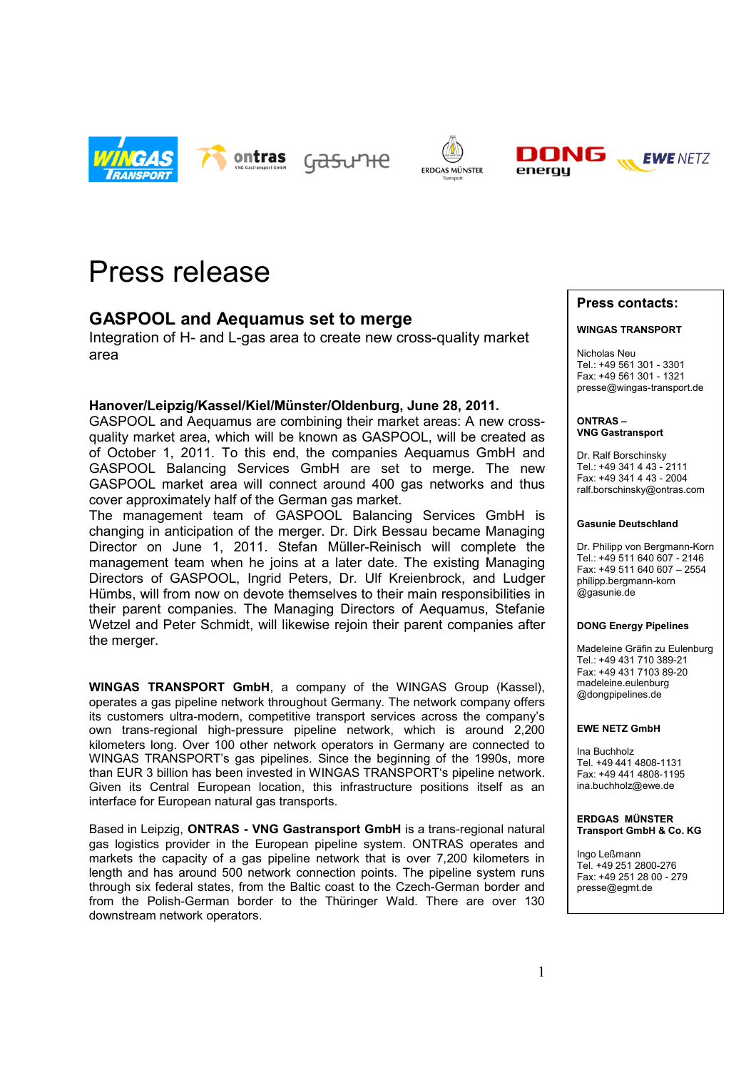# Press release

## GASPOOL and Aequamus set to merge

Integration of H- and L-gas area to create new cross-quality market area

**Hanover/Leipzig/Kassel/Kiel/Münster/Oldenburg, June 28, 2011.**
GASPOOL and Aequamus are combining their market areas: A new cross-quality market area, which will be known as GASPOOL, will be created as of October 1, 2011. To this end, the companies Aequamus GmbH and GASPOOL Balancing Services GmbH are set to merge. The new GASPOOL market area will connect around 400 gas networks and thus cover approximately half of the German gas market.
The management team of GASPOOL Balancing Services GmbH is changing in anticipation of the merger. Dr. Dirk Bessau became Managing Director on June 1, 2011. Stefan Müller-Reinisch will complete the management team when he joins at a later date. The existing Managing Directors of GASPOOL, Ingrid Peters, Dr. Ulf Kreienbrock, and Ludger Hümbs, will from now on devote themselves to their main responsibilities in their parent companies. The Managing Directors of Aequamus, Stefanie Wetzel and Peter Schmidt, will likewise rejoin their parent companies after the merger.

**WINGAS TRANSPORT GmbH**, a company of the WINGAS Group (Kassel), operates a gas pipeline network throughout Germany. The network company offers its customers ultra-modern, competitive transport services across the company's own trans-regional high-pressure pipeline network, which is around 2,200 kilometers long. Over 100 other network operators in Germany are connected to WINGAS TRANSPORT's gas pipelines. Since the beginning of the 1990s, more than EUR 3 billion has been invested in WINGAS TRANSPORT's pipeline network. Given its Central European location, this infrastructure positions itself as an interface for European natural gas transports.

Based in Leipzig, **ONTRAS - VNG Gastransport GmbH** is a trans-regional natural gas logistics provider in the European pipeline system. ONTRAS operates and markets the capacity of a gas pipeline network that is over 7,200 kilometers in length and has around 500 network connection points. The pipeline system runs through six federal states, from the Baltic coast to the Czech-German border and from the Polish-German border to the Thüringer Wald. There are over 130 downstream network operators.

### Press contacts:

**WINGAS TRANSPORT**

Nicholas Neu
Tel.: +49 561 301 - 3301
Fax: +49 561 301 - 1321
presse@wingas-transport.de

**ONTRAS – VNG Gastransport**

Dr. Ralf Borschinsky
Tel.: +49 341 4 43 - 2111
Fax: +49 341 4 43 - 2004
ralf.borschinsky@ontras.com

**Gasunie Deutschland**

Dr. Philipp von Bergmann-Korn
Tel.: +49 511 640 607 - 2146
Fax: +49 511 640 607 – 2554
philipp.bergmann-korn@gasunie.de

**DONG Energy Pipelines**

Madeleine Gräfin zu Eulenburg
Tel.: +49 431 710 389-21
Fax: +49 431 7103 89-20
madeleine.eulenburg@dongpipelines.de

**EWE NETZ GmbH**

Ina Buchholz
Tel. +49 441 4808-1131
Fax: +49 441 4808-1195
ina.buchholz@ewe.de

**ERDGAS MÜNSTER Transport GmbH & Co. KG**

Ingo Leßmann
Tel. +49 251 2800-276
Fax: +49 251 28 00 - 279
presse@egmt.de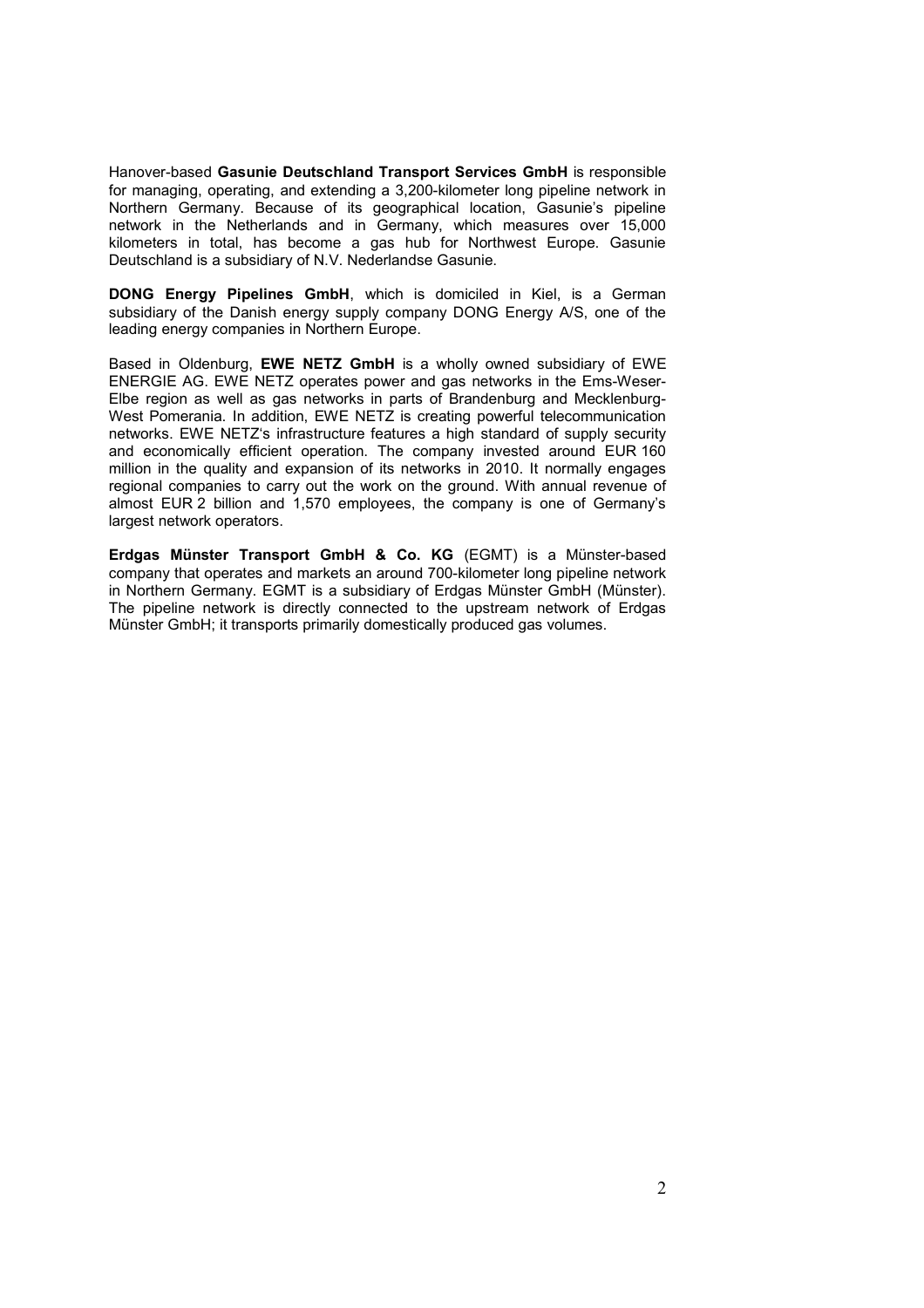Hanover-based **Gasunie Deutschland Transport Services GmbH** is responsible for managing, operating, and extending a 3,200-kilometer long pipeline network in Northern Germany. Because of its geographical location, Gasunie's pipeline network in the Netherlands and in Germany, which measures over 15,000 kilometers in total, has become a gas hub for Northwest Europe. Gasunie Deutschland is a subsidiary of N.V. Nederlandse Gasunie.

**DONG Energy Pipelines GmbH**, which is domiciled in Kiel, is a German subsidiary of the Danish energy supply company DONG Energy A/S, one of the leading energy companies in Northern Europe.

Based in Oldenburg, **EWE NETZ GmbH** is a wholly owned subsidiary of EWE ENERGIE AG. EWE NETZ operates power and gas networks in the Ems-Weser-Elbe region as well as gas networks in parts of Brandenburg and Mecklenburg-West Pomerania. In addition, EWE NETZ is creating powerful telecommunication networks. EWE NETZ's infrastructure features a high standard of supply security and economically efficient operation. The company invested around EUR 160 million in the quality and expansion of its networks in 2010. It normally engages regional companies to carry out the work on the ground. With annual revenue of almost EUR 2 billion and 1,570 employees, the company is one of Germany's largest network operators.

**Erdgas Münster Transport GmbH & Co. KG** (EGMT) is a Münster-based company that operates and markets an around 700-kilometer long pipeline network in Northern Germany. EGMT is a subsidiary of Erdgas Münster GmbH (Münster). The pipeline network is directly connected to the upstream network of Erdgas Münster GmbH; it transports primarily domestically produced gas volumes.